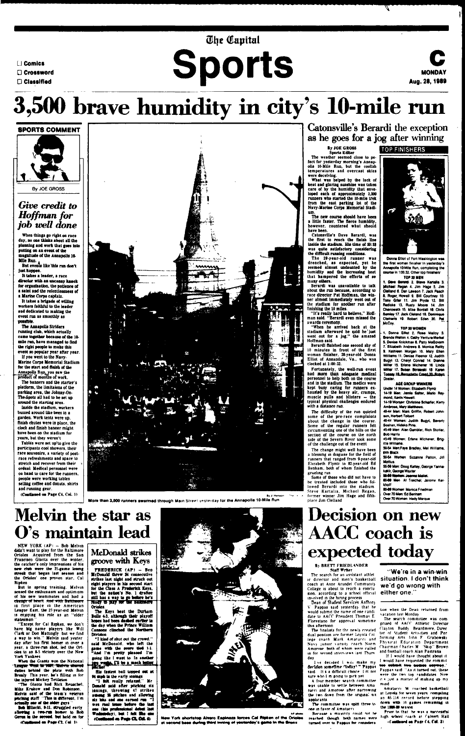The Capital

# Sports

C
MONDAY
Aug. 28, 1989

- Comics
- Crossword
- Classified

# 3,500 brave humidity in city's 10-mile run

## SPORTS COMMENT

By JOE GROSS

### Give credit to Hoffman for job well done

When things go right on race day, no one thinks about all the planning and work that goes into putting on an event of the magnitude of the Annapolis 10-Mile Run.

But events like this run don't just happen.

It takes a leader, a race director with an uncanny knack for organization, the patience of a saint and the relentlessness of a Marine Corps captain.

It takes a brigade of willing workers faithful to the leader and dedicated to making the event run as smoothly as possible.

The Annapolis Striders running club, which actually came together because of the 10-mile run, have managed to find the right people to make this event so popular year after year.

If you went to the Navy-Marine Corps Memorial Stadium for the start and finish of the Annapolis Run, you saw the product of months of work.

The banners and the starter's platform, the limitations of the parking area, the Johnny-On-The-Spots all had to be set up around the starting area.

Inside the stadium, workers buzzed around like bees in a garden. Work tents were up, finish chutes were in place, the clock and finish banner might have been on the stadium for years, but they weren't.

Tables were set up to give the participants cool showers, their race souvenirs, a variety of post-race refreshments and space to stretch and recover from their ordeal. Medical personnel were on hand to care for the runners, people were working tables selling coffee and donuts, shirts and running gear.

(Continued on Page C4, Col. 1)

More than 3,000 runners swarmed through Main Street yesterday for the Annapolis 10-Mile Run

## Catonsville's Berardi the exception as he goes for a jog after winning

By JOE GROSS
Sports Editor

The weather seemed close to perfect for yesterday morning's Annapolis 10-Mile Run, but the coolish temperatures and overcast skies were deceiving.

What was helped by the lack of heat and glaring sunshine was taken care of by the humidity that enveloped each of approximately 3,500 runners who started the 10-mile trek from the east parking lot of the Navy-Marine Corps Memorial Stadium.

The new course should have been a little faster. The fierce humidity, however, countered what should have been.

Catonsville's Dave Berardi, was the first to reach the finish line inside the stadium. His time of 50:33 was quite satisfactory considering the difficult running conditions.

The 29-year-old runner was drenched, as expected, yet he seemed almost undaunted by the humidity and the increasing heat that hampered the efforts of so many others.

Berardi was unavailable to talk about the run because, according to race director Pat Hoffman, the winner almost immediately went out of the stadium for another run after finishing the 10 miles.

"It's really hard to believe," Hoffman said. "Berardi even missed the awards ceremony.

"When he arrived back at the stadium afterward he said he just went out for a jog," the amazed Hoffman said.

Berardi finished one second shy of 10 minutes in front of the first woman finisher, 28-year-old Donna Elliot of Annandale, Va., who was clocked at 1:00:32.

Fortunately, the well-run event had more than adequate medical personnel to help both on the course and in the stadium. The medics were kept busy caring for runners exhausted by the heavy air, cramps, muscle pulls and blisters — the typical physical challenges endured with a distance run.

The difficulty of the run quieted some of the pre-race complaints about the change in the course. Some of the regular runners felt circumventing one of the hills on the section of the course on the north side of the Severn River took some of the challenge out of the event.

The change might well have been a blessing in disguise for the field of runners that ranged from 9-year-old Elizabeth Flyntz to 82-year-old Ed Benham, both of whom finished the grueling run.

Some of those who did not have to be treated included those who followed Berardi into the stadium. Steve Kartalia, Michael Regan, former winner Jim Hage and fifth-place Jim Clelland

### TOP FINISHERS

Donna Elliot of Fort Washington was the first woman finisher in yesterday's Annapolis 10-Mile Run, completing the course in 1:00.32. Other top finishers:

**TOP 20 MEN**

1. Dave Berardi 2. Steve Kartalia 3. Michael Regan 4. Jim Hage 5. Jim Clelland 6. Dan Lawson 7. Jack Peach 8. Roger Howell 9. Bill Courtney 10. Tony Grier 11. Jim Pryde 12. Bill Radleke 13. Rusty Moore 14. Jim Chenoweth 15. Mike Bordell 16. Chris Bamley 17. Jack Cleland 18. Dominique Clamaris 19. Robert Eden 20. Pat McCoy.

**TOP 20 WOMEN**

1. Donna Elliot 2. Rose Malloy 3. Brenda Walton 4. Cathy Ventura-Merkel 5. Denise Knickman 6. Patty McGovern 7. Elizabeth Andrews 8. Monica Reilly 9. Kathleen Morgan 10. Mary Ellen Williams 11. Denise Fleenor 12. Judith Bugyi 13. Cheryl Conrad 14. Dianne Miller 15. Erlene Michener 16. Linda Miller 17. Susan Borakoski 18. Karen Tossey 19. Bernadette Creed 20. Robyn Dosier.

**AGE GROUP WINNERS**

Under 14 Women: Elizabeth Flyntz
14-19 Men: Jamie Salter, Mario Raymond, Kevin Hewett.
14-19 Women: Christine Schaefer, Kerry Ambrose, Mary Matthews.
40-44 Men: Mark Griffin, Robert Johnson, Herbert Tolbert
40-44 Women: Judith Bugyi, Beverly Boshen, Hidalo Pina.
45-49 Men: Alan Gambler, Rich Stoller, Bob Harris
45-49 Women: Erlene Michener, Brigitte Williams.
50-54 Men: Faye Bradley, Mal Williams, Jim Black
50-54 Women: Suzanne Patton, Jill Mottus.
55-59 Men: Doug Kelley, George Yannakakis, George Waxter
55-59 Women: Jeanne Mallet.
60-69 Men: Al Treichel, Jerome Kerkhoff
60-69 Women: Monica Friedman
Over 70 Men: Ed Benham
Over 70 Women: Hedy Marque

# Melvin the star as O's maintain lead

NEW YORK (AP) — Bob Melvin didn't want to play for the Baltimore Orioles. Acquired from the San Francisco Giants over the winter, the catcher's only impressions of his new club were the 21-game losing streak that began last season and the Orioles' one proven star, Cal Ripken.

But in spring training, Melvin sensed the enthusiasm and optimism of his new teammates and had a change of heart. And with Baltimore in first place in the American League East, the 27-year-old Melvin is enjoying his role as an "elder statesman."

"Except for Cal Ripken, we don't have big name players like Will Clark or Don Mattingly but we find a way to win," Melvin said yesterday after his first homer in over a year, a three-run shot, led the Orioles to an 8-5 victory over the New York Yankees.

When the Giants won the National League West in 1987, Melvin shared duties behind the plate with Bob Brenly. This year, he's filling in for the injured Mickey Tettleton.

"The Giants had Rick Reuschel, Mike Krukow and Don Robinson, Melvin said of the team's veteran pitching staff. "This is different. I'm actually one of the older guys."

Bob Milacki, 8-11, struggled early allowing a two-run homer to Bob Geren in the second, but held on for

(Continued on Page C2, Col. 1)

## McDonald strikes groove with Keys

FREDERICK (AP) — Ben McDonald threw 34 consecutive strikes last night and struck out eight players in his second start for the Class A Frederick Keys, but the nation's No. 1 draftee still has a way to go before he's ready to play for the Baltimore Orioles.

The Keys beat the Durham Bulls 4-3, although their playoff hopes had been dashed earlier in the day when the Prince William Cannons clinched the Northern Division.

"I kind of shut out the crowd," said McDonald, who left the game with the score tied 1-1. "And I'm pretty pleased. I'm going like I want to. In another two weeks, I'll be a much better pitcher."

His fastest ball topped out at 94 mph in the early innings.

"I felt really relaxed," Mr. Donald said after pitching six innings, throwing 47 strikes among 85 pitches and allowing six hits and one earned run. "I was real tense before the last one (his professional debut last Wednesday), but I felt like me

(Continued on Page C3, Col. 6)

New York shortstop Alvaro Espinoza forces Cal Ripken of the Orioles at second base during third inning of yesterday's game in the Bronx

# Decision on new AACC coach is expected today

By BRETT FRIEDLANDER
Staff Writer

The search for an assistant athletic director and men's basketball coach at Anne Arundel Community College is about to reach a conclusion, according to a school official involved in the hiring process.

Dean of Student Services Anthony V. Pappas said yesterday that he would submit the name of one candidate to AACC President Thomas E. Florestano for approval sometime this afternoon.

The finalists for the newly created dual position are former Loyola College coach Mark Amatucci and Navy junior varsity coach Norm Amorose, both of whom were called in for second interviews last Thursday.

"I've decided I will make my decision sometime today," Pappas said. "It's a difficult choice. I'm not sure who I'm going to pick yet."

A four-member search committee was unable to settle between Amatucci and Amorose after narrowing the two down from the original six applicants.

The committee was split three-to-one in favor of Amatucci.

Because a majority could not be reached though, both names were turned over to Pappas for considera-

> "We're in a win-win situation. I don't think we'd go wrong with either one."

tion when the Dean returned from vacation last Monday.

The search committee was comprised of AACC Athletic Director Clayton Buddy Beardmore, Director of Student Activities and Performing Arts John F. Grabowski, Physical Education Department Chairman Charles M. "Skip" Brown and football coach Alan Pastrana.

"If I would have thought about it I would have requested the committee submit two names anyway," Pappas said. "As it turned out, these were the two top candidates. Now it's just a matter of making up my mind."

Amatucci M. coached basketball at Loyola for seven years compiling an 85-114 record before stepping down with 10 games remaining in the 1985-86 season.

Prior to that he was a successful high school coach at Calvert Hall

(Continued on Page C4, Col. 3)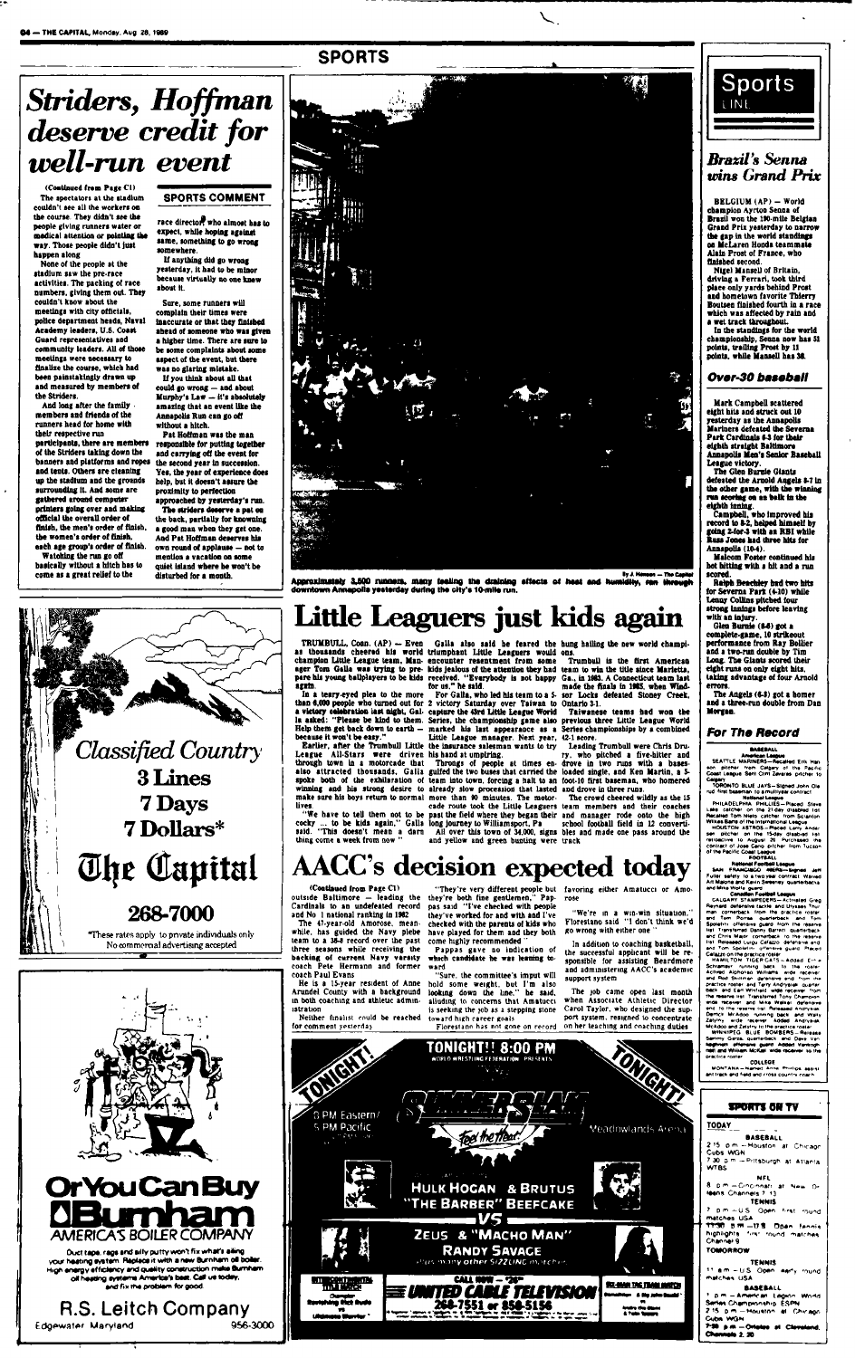SPORTS

# Striders, Hoffman deserve credit for well-run event

(Continued from Page C1)

The spectators at the stadium couldn't see all the workers on the course. They didn't see the people giving runners water or medical attention or pointing the way. Those people didn't just happen along.

None of the people at the stadium saw the pre-race activities. The packing of race numbers, giving them out. They couldn't know about the meetings with city officials, police department heads, Naval Academy leaders, U.S. Coast Guard representatives and community leaders. All of those meetings were necessary to finalize the course, which had been painstakingly drawn up and measured by members of the Striders.

And long after the family members and friends of the runners head for home with their respective run participants, there are members of the Striders taking down the banners and platforms and ropes and tents. Others are cleaning up the stadium and the grounds surrounding it. And some are gathered around computer printers going over and making official the overall order of finish, the men's order of finish, the women's order of finish, each age group's order of finish.

Watching the run go off basically without a hitch has to come as a great relief to the

**SPORTS COMMENT**

race director who almost has to expect, while hoping against same, something to go wrong somewhere.

If anything did go wrong yesterday, it had to be minor because virtually no one knew about it.

Sure, some runners will complain their times were inaccurate or that they finished ahead of someone who was given a higher time. There are sure to be some complaints about some aspect of the event, but there was no glaring mistake.

If you think about all that could go wrong — and about Murphy's Law — it's absolutely amazing that an event like the Annapolis Run can go off without a hitch.

Pat Hoffman was the man responsible for putting together and carrying off the event for the second year in succession. Yes, the year of experience does help, but it doesn't assure the proximity to perfection approached by yesterday's run.

The striders deserve a pat on the back, partially for knowing a good man when they get one. And Pat Hoffman deserves his own round of applause — not to mention a vacation on some quiet island where he won't be disturbed for a month.

By J. Henson — The Capital

Approximately 3,500 runners, many feeling the draining effects of heat and humidity, ran through downtown Annapolis yesterday during the city's 10-mile run.

# Little Leaguers just kids again

TRUMBULL, Conn. (AP) — Even as thousands cheered his world champion Little League team, Manager Tom Galla was trying to prepare his young ballplayers to be kids again.

In a teary-eyed plea to the more than 6,000 people who turned out for a victory celebration last night, Galla asked: "Please be kind to them. Help them get back down to earth — because it won't be easy."

Earlier, after the Trumbull Little League All-Stars were driven through town in a motorcade that also attracted thousands, Galla spoke both of the exhilaration of winning and his strong desire to make sure his boys return to normal lives.

"We have to tell them not to be cocky ... to be kids again," Galla said. "This doesn't mean a darn thing come a week from now."

Galla also said he feared the triumphant Little Leaguers would encounter resentment from some kids jealous of the attention they had received. "Everybody is not happy for us," he said.

For Galla, who led his team to a 5-2 victory Saturday over Taiwan to capture the 43rd Little League World Series, the championship game also marked his last appearance as a Little League manager. Next year, the insurance salesman wants to try his hand at umpiring.

Throngs of people at times engulfed the two buses that carried the team into town, forcing a halt to an already slow procession that lasted more than 90 minutes. The motorcade route took the Little Leaguers past the field where they began their long journey to Williamsport, Pa.

All over this town of 34,000, signs and yellow and green bunting were hung hailing the new world champions.

Trumbull is the first American team to win the title since Marietta, Ga., in 1983. A Connecticut team last made the finals in 1985, when Windsor Locks defeated Stoney Creek, Ontario 3-1.

Taiwanese teams had won the previous three Little League World Series championships by a combined 42-1 score.

Leading Trumbull were Chris Drury, who pitched a five-hitter and drove in two runs with a bases-loaded single, and Ken Martin, a 5-foot-10 first baseman, who homered and drove in three runs.

The crowd cheered wildly as the 15 team members and their coaches and manager rode onto the high school football field in 12 convertibles and made one pass around the track.

# AACC's decision expected today

(Continued from Page C1)

outside Baltimore — leading the Cardinals to an undefeated record and No. 1 national ranking in 1982.

The 47-year-old Amorose, meanwhile, has guided the Navy plebe team to a 38-8 record over the past three seasons while receiving the backing of current Navy varsity coach Pete Hermann and former coach Paul Evans.

He is a 15-year resident of Anne Arundel County with a background in both coaching and athletic administration.

Neither finalist could be reached for comment yesterday.

"They're very different people but they're both fine gentlemen," Pappas said. "I've checked with people they've worked for and with and I've checked with the parents of kids who have played for them and they both come highly recommended."

Pappas gave no indication of which candidate he was leaning toward.

"Sure, the committee's input will hold some weight, but I'm also looking down the line," he said, alluding to concerns that Amatucci is seeking the job as a stepping stone toward high career goals.

Florestano has not gone on record favoring either Amatucci or Amorose.

"We're in a win-win situation," Florestano said. "I don't think we'd go wrong with either one."

In addition to coaching basketball, the successful applicant will be responsible for assisting Beardmore and administering AACC's academic support system.

The job came open last month when Associate Athletic Director Carol Taylor, who designed the support system, resigned to concentrate on her teaching and coaching duties.

## Sports LINE

### Brazil's Senna wins Grand Prix

BELGIUM (AP) — World champion Ayrton Senna of Brazil won the 190-mile Belgian Grand Prix yesterday to narrow the gap in the world standings on McLaren Honda teammate Alain Prost of France, who finished second.

Nigel Mansell of Britain, driving a Ferrari, took third place only yards behind Prost and hometown favorite Thierry Boutsen finished fourth in a race which was affected by rain and a wet track throughout.

In the standings for the world championship, Senna now has 51 points, trailing Prost by 11 points, while Mansell has 38.

### Over-30 baseball

Mark Campbell scattered eight hits and struck out 10 yesterday as the Annapolis Mariners defeated the Severna Park Cardinals 6-3 for their eighth straight Baltimore Annapolis Men's Senior Baseball League victory.

The Glen Burnie Giants defeated the Arnold Angels 8-7 in the other game, with the winning run scoring on an balk in the eighth inning.

Campbell, who improved his record to 8-2, helped himself by going 2-for-3 with an RBI while Russ Jones had three hits for Annapolis (10-4).

Malcom Foster continued his hot hitting with a hit and a run scored.

Ralph Beachley had two hits for Severna Park (4-10) while Lenny Collins pitched four strong innings before leaving with an injury.

Glen Burnie (8-6) got a complete-game, 10 strikeout performance from Ray Bollier and a two-run double by Tim Long. The Giants scored their eight runs on only eight hits, taking advantage of four Arnold errors.

The Angels (6-8) got a homer and a three-run double from Dan Morgan.

### For The Record

**BASEBALL**

**American League**

SEATTLE MARINERS—Recalled Erik Hanson, pitcher, from Calgary of the Pacific Coast League. Sent Clint Zavaras, pitcher, to Calgary.

TORONTO BLUE JAYS—Signed John Olerud, first baseman, to a multiyear contract.

**National League**

PHILADELPHIA PHILLIES—Placed Steve Lake, catcher, on the 21-day disabled list. Recalled Tom Nieto, catcher, from Scranton-Wilkes Barre of the International League.

HOUSTON ASTROS—Placed Larry Andersen, pitcher, on the 15-day disabled list, retroactive to August 20. Purchased the contract of Jose Cano, pitcher, from Tucson of the Pacific Coast League.

**FOOTBALL**

**National Football League**

SAN FRANCISCO 49ERS—Signed Jeff Fuller, safety, to a two-year contract. Waived Alt Mahane and Kevin Sweeney, quarterbacks, and Wolfe, guard.

**Canadian Football League**

CALGARY STAMPEDERS—Activated Greg Peterson, defensive tackle, and Ulysses Thurman, cornerback, from the practice roster and Tom Porras, quarterback, and Tom Spoletini, offensive guard, from the reserve list. Transferred Danny Barrett, quarterback, and Chris Major, cornerback, to the reserve list. Released Lugo Celazzo, defensive end, and Tom Spoletini, offensive guard. Placed Celazzo on the practice roster.

HAMILTON TIGER-CATS—Added Ernie Schramayr, running back, to the roster. Activated Alphonso Williams, wide receiver, and Rod Skillman, defensive end, from the practice roster and Terry Andrysiak, quarterback, and Earl Winfield, wide receiver, from the reserve list. Transferred Tony Champion, wide receiver, and Mike Walker, defensive end, to the reserve list. Released Andrysiak, Mike McAdoo, running back, and Wally Zatylny, wide receiver. Added Andrysiak, McAdoo and Zatylny to the practice list.

WINNIPEG BLUE BOMBERS—Released Sammy Garza, quarterback, and Dave Vankoughnett, offensive guard. Added Vankoughnett and William McKall, wide receiver, to the practice roster.

**COLLEGE**

MONTANA—Named Anne Phillips assistant track and field and cross country coach.

### SPORTS ON TV

**TODAY**

**BASEBALL**

2:15 p.m. — Houston at Chicago Cubs, WGN

7:30 p.m. — Pittsburgh at Atlanta, WTBS

**NFL**

8 p.m. — Cincinnati at New Orleans, Channels 7, 13

**TENNIS**

7 p.m. — U.S. Open first round matches, USA

11:30 p.m. — U.S. Open Tennis highlights, first round matches, Channel 9

**TOMORROW**

**TENNIS**

11 a.m. — U.S. Open early round matches, USA

**BASEBALL**

1 p.m. — American Legion World Series Championship, ESPN

2:15 p.m. — Houston at Chicago Cubs, WGN

7:35 p.m. — Orioles at Cleveland, Channels 2, 20

Classified Country

3 Lines
7 Days
7 Dollars*

The Capital

268-7000

*These rates apply to private individuals only. No commercial advertising accepted.

Or You Can Buy Burnham

AMERICA'S BOILER COMPANY

Duct tape, rags and silly putty won't fix what's ailing your heating system. Replace it with a new Burnham oil boiler. High energy efficiency and quality construction make Burnham oil heating systems America's best. Call us today, and fix the problem for good.

R.S. Leitch Company
Edgewater, Maryland 956-3000

TONIGHT!! 8:00 PM

WORLD WRESTLING FEDERATION PRESENTS

SUMMERSLAM

TONIGHT! 8 PM Eastern / 5 PM Pacific

Feel the Heat!

Meadowlands Arena

HULK HOGAN & BRUTUS "THE BARBER" BEEFCAKE

VS

ZEUS & "MACHO MAN" RANDY SAVAGE

plus many other SIZZLING matches

CALL NOW — "20"

UNITED CABLE TELEVISION

269-7551 or 858-5156